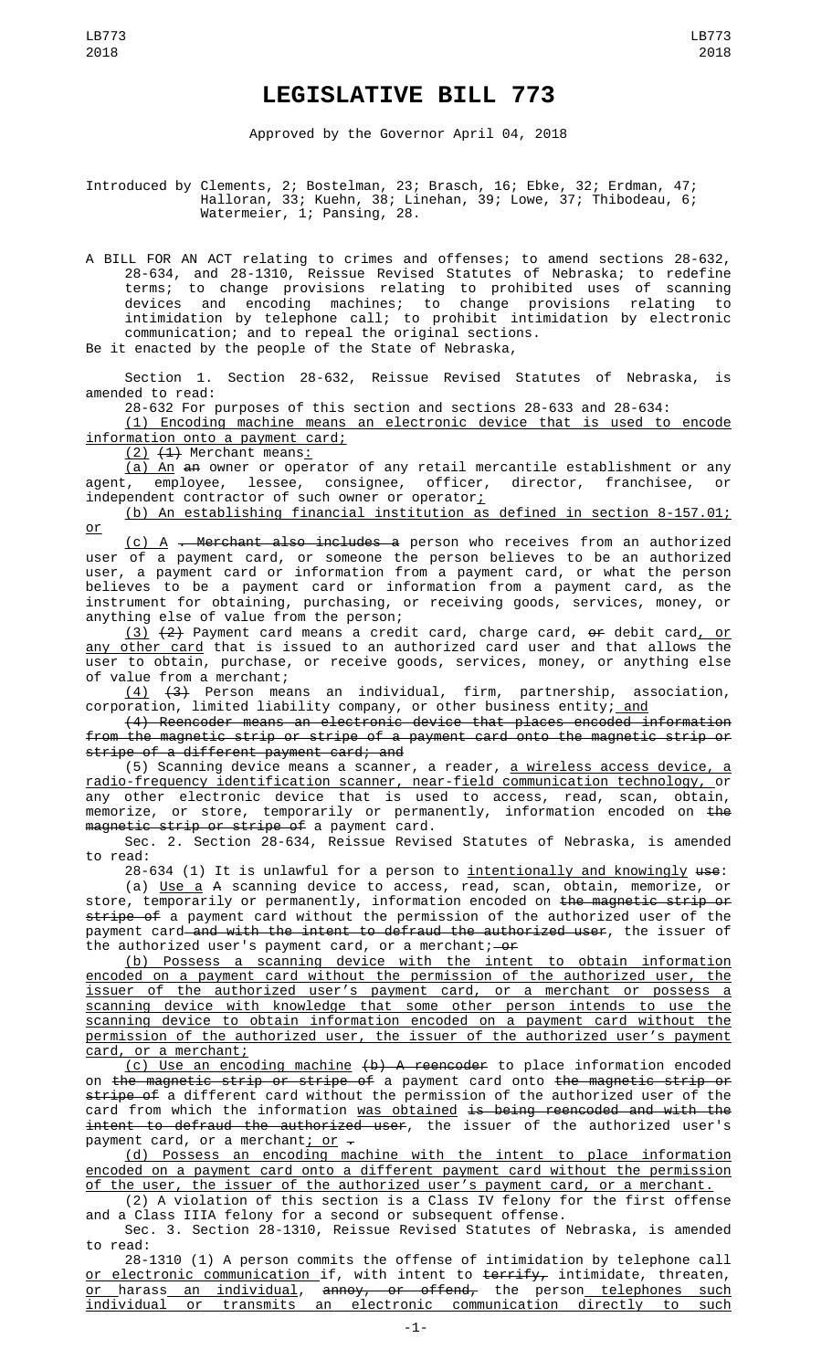# LEGISLATIVE BILL 773

Approved by the Governor April 04, 2018

Introduced by Clements, 2; Bostelman, 23; Brasch, 16; Ebke, 32; Erdman, 47; Halloran, 33; Kuehn, 38; Linehan, 39; Lowe, 37; Thibodeau, 6; Watermeier, 1; Pansing, 28.

A BILL FOR AN ACT relating to crimes and offenses; to amend sections 28-632, 28-634, and 28-1310, Reissue Revised Statutes of Nebraska; to redefine terms; to change provisions relating to prohibited uses of scanning devices and encoding machines; to change provisions relating to intimidation by telephone call; to prohibit intimidation by electronic communication; and to repeal the original sections.

Be it enacted by the people of the State of Nebraska,

Section 1. Section 28-632, Reissue Revised Statutes of Nebraska, is amended to read:

28-632 For purposes of this section and sections 28-633 and 28-634:

<u>(1) Encoding machine means an electronic device that is used to encode information onto a payment card;</u>

<u>(2)</u> ~~(1)~~ Merchant means<u>:</u>

<u>(a) An</u> ~~an~~ owner or operator of any retail mercantile establishment or any agent, employee, lessee, consignee, officer, director, franchisee, or independent contractor of such owner or operator<u>;</u>

<u>(b) An establishing financial institution as defined in section 8-157.01; or</u>

<u>(c) A</u> ~~. Merchant also includes a~~ person who receives from an authorized user of a payment card, or someone the person believes to be an authorized user, a payment card or information from a payment card, or what the person believes to be a payment card or information from a payment card, as the instrument for obtaining, purchasing, or receiving goods, services, money, or anything else of value from the person;

<u>(3)</u> ~~(2)~~ Payment card means a credit card, charge card, ~~or~~ debit card<u>, or any other card</u> that is issued to an authorized card user and that allows the user to obtain, purchase, or receive goods, services, money, or anything else of value from a merchant;

<u>(4)</u> ~~(3)~~ Person means an individual, firm, partnership, association, corporation, limited liability company, or other business entity;<u> and</u>

~~(4) Reencoder means an electronic device that places encoded information from the magnetic strip or stripe of a payment card onto the magnetic strip or stripe of a different payment card; and~~

(5) Scanning device means a scanner, a reader, <u>a wireless access device, a radio-frequency identification scanner, near-field communication technology,</u> or any other electronic device that is used to access, read, scan, obtain, memorize, or store, temporarily or permanently, information encoded on ~~the magnetic strip or stripe of~~ a payment card.

Sec. 2. Section 28-634, Reissue Revised Statutes of Nebraska, is amended to read:

28-634 (1) It is unlawful for a person to <u>intentionally and knowingly</u> ~~use~~:

(a) <u>Use a</u> ~~A~~ scanning device to access, read, scan, obtain, memorize, or store, temporarily or permanently, information encoded on ~~the magnetic strip or stripe of~~ a payment card without the permission of the authorized user of the payment card ~~and with the intent to defraud the authorized user~~, the issuer of the authorized user's payment card, or a merchant; ~~or~~

<u>(b) Possess a scanning device with the intent to obtain information encoded on a payment card without the permission of the authorized user, the issuer of the authorized user's payment card, or a merchant or possess a scanning device with knowledge that some other person intends to use the scanning device to obtain information encoded on a payment card without the permission of the authorized user, the issuer of the authorized user's payment card, or a merchant;</u>

<u>(c) Use an encoding machine</u> ~~(b) A reencoder~~ to place information encoded on ~~the magnetic strip or stripe of~~ a payment card onto ~~the magnetic strip or stripe of~~ a different card without the permission of the authorized user of the card from which the information <u>was obtained</u> ~~is being reencoded and with the intent to defraud the authorized user~~, the issuer of the authorized user's payment card, or a merchant<u>; or</u> ~~.~~

<u>(d) Possess an encoding machine with the intent to place information encoded on a payment card onto a different payment card without the permission of the user, the issuer of the authorized user's payment card, or a merchant.</u>

(2) A violation of this section is a Class IV felony for the first offense and a Class IIIA felony for a second or subsequent offense.

Sec. 3. Section 28-1310, Reissue Revised Statutes of Nebraska, is amended to read:

28-1310 (1) A person commits the offense of intimidation by telephone call <u>or electronic communication</u> if, with intent to ~~terrify,~~ intimidate, threaten, <u>or</u> harass<u> an individual</u>, ~~annoy, or offend,~~ the person<u> telephones such individual or transmits an electronic communication directly to such</u>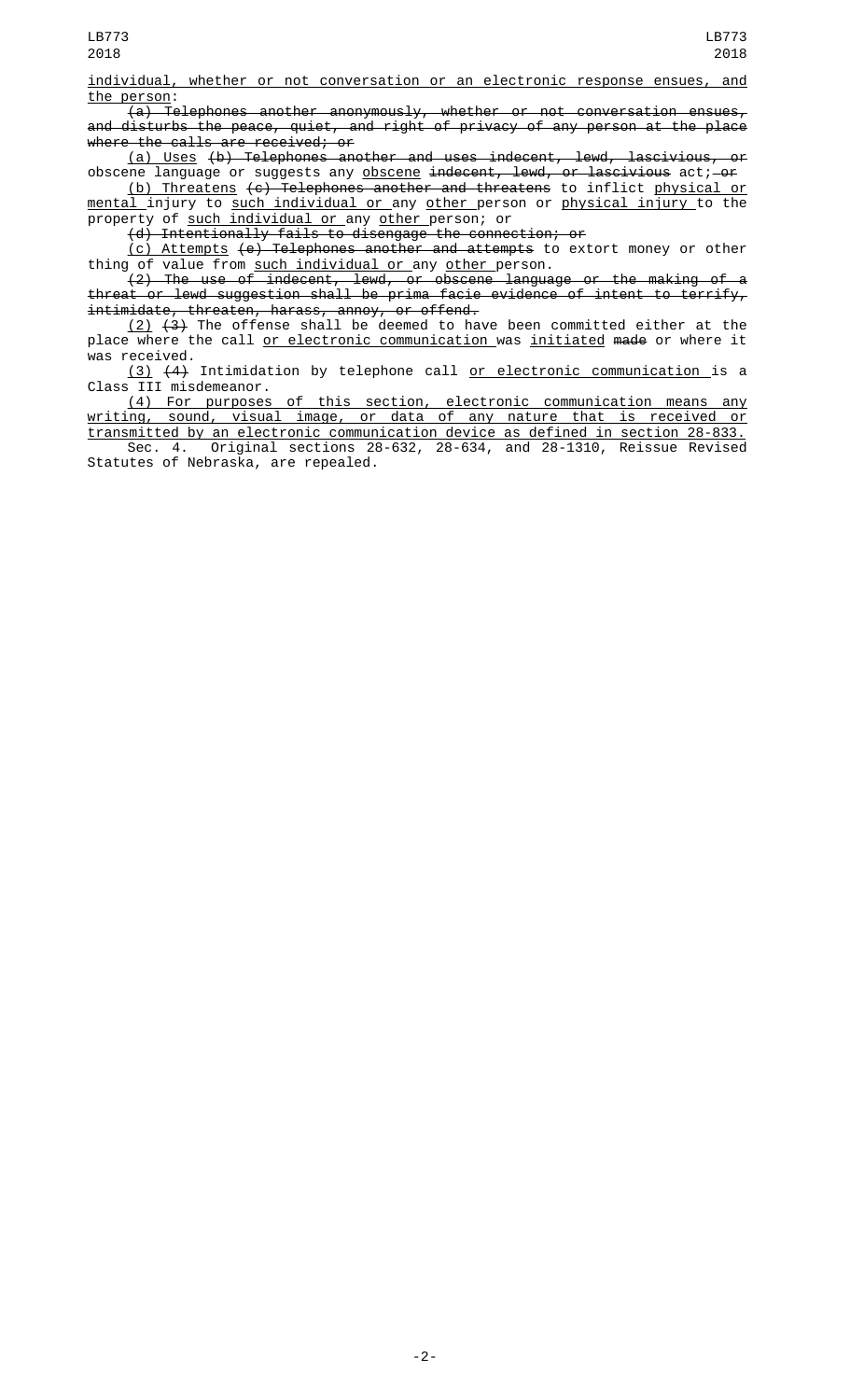individual, whether or not conversation or an electronic response ensues, and the person:

~~(a) Telephones another anonymously, whether or not conversation ensues, and disturbs the peace, quiet, and right of privacy of any person at the place where the calls are received; or~~

(a) Uses ~~(b) Telephones another and uses indecent, lewd, lascivious, or~~ obscene language or suggests any obscene ~~indecent, lewd, or lascivious~~ act;~~ or~~

(b) Threatens ~~(c) Telephones another and threatens~~ to inflict physical or mental injury to such individual or any other person or physical injury to the property of such individual or any other person; or

~~(d) Intentionally fails to disengage the connection; or~~

(c) Attempts ~~(e) Telephones another and attempts~~ to extort money or other thing of value from such individual or any other person.

~~(2) The use of indecent, lewd, or obscene language or the making of a threat or lewd suggestion shall be prima facie evidence of intent to terrify, intimidate, threaten, harass, annoy, or offend.~~

(2) ~~(3)~~ The offense shall be deemed to have been committed either at the place where the call or electronic communication was initiated ~~made~~ or where it was received.

(3) ~~(4)~~ Intimidation by telephone call or electronic communication is a Class III misdemeanor.

(4) For purposes of this section, electronic communication means any writing, sound, visual image, or data of any nature that is received or transmitted by an electronic communication device as defined in section 28-833.

Sec. 4. Original sections 28-632, 28-634, and 28-1310, Reissue Revised Statutes of Nebraska, are repealed.